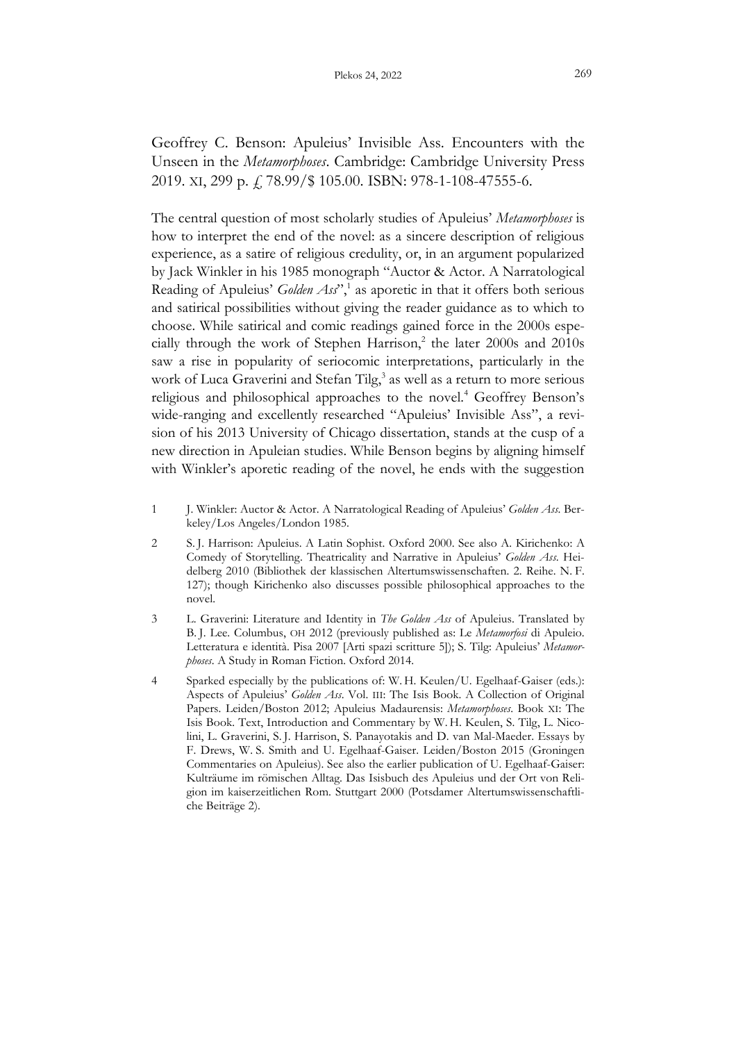Geoffrey C. Benson: Apuleius' Invisible Ass. Encounters with the Unseen in the *Metamorphoses*. Cambridge: Cambridge University Press 2019. XI, 299 p. £ 78.99/$ 105.00. ISBN: 978-1-108-47555-6.

The central question of most scholarly studies of Apuleius' *Metamorphoses* is how to interpret the end of the novel: as a sincere description of religious experience, as a satire of religious credulity, or, in an argument popularized by Jack Winkler in his 1985 monograph "Auctor & Actor. A Narratological Reading of Apuleius' *Golden Ass*",[1] as aporetic in that it offers both serious and satirical possibilities without giving the reader guidance as to which to choose. While satirical and comic readings gained force in the 2000s especially through the work of Stephen Harrison,[2] the later 2000s and 2010s saw a rise in popularity of seriocomic interpretations, particularly in the work of Luca Graverini and Stefan Tilg,[3] as well as a return to more serious religious and philosophical approaches to the novel.[4] Geoffrey Benson's wide-ranging and excellently researched "Apuleius' Invisible Ass", a revision of his 2013 University of Chicago dissertation, stands at the cusp of a new direction in Apuleian studies. While Benson begins by aligning himself with Winkler's aporetic reading of the novel, he ends with the suggestion

1 J. Winkler: Auctor & Actor. A Narratological Reading of Apuleius' *Golden Ass*. Berkeley/Los Angeles/London 1985.

2 S. J. Harrison: Apuleius. A Latin Sophist. Oxford 2000. See also A. Kirichenko: A Comedy of Storytelling. Theatricality and Narrative in Apuleius' *Golden Ass*. Heidelberg 2010 (Bibliothek der klassischen Altertumswissenschaften. 2. Reihe. N. F. 127); though Kirichenko also discusses possible philosophical approaches to the novel.

3 L. Graverini: Literature and Identity in *The Golden Ass* of Apuleius. Translated by B. J. Lee. Columbus, OH 2012 (previously published as: Le *Metamorfosi* di Apuleio. Letteratura e identità. Pisa 2007 [Arti spazi scritture 5]); S. Tilg: Apuleius' *Metamorphoses*. A Study in Roman Fiction. Oxford 2014.

4 Sparked especially by the publications of: W. H. Keulen/U. Egelhaaf-Gaiser (eds.): Aspects of Apuleius' *Golden Ass*. Vol. III: The Isis Book. A Collection of Original Papers. Leiden/Boston 2012; Apuleius Madaurensis: *Metamorphoses*. Book XI: The Isis Book. Text, Introduction and Commentary by W. H. Keulen, S. Tilg, L. Nicolini, L. Graverini, S. J. Harrison, S. Panayotakis and D. van Mal-Maeder. Essays by F. Drews, W. S. Smith and U. Egelhaaf-Gaiser. Leiden/Boston 2015 (Groningen Commentaries on Apuleius). See also the earlier publication of U. Egelhaaf-Gaiser: Kulträume im römischen Alltag. Das Isisbuch des Apuleius und der Ort von Religion im kaiserzeitlichen Rom. Stuttgart 2000 (Potsdamer Altertumswissenschaftliche Beiträge 2).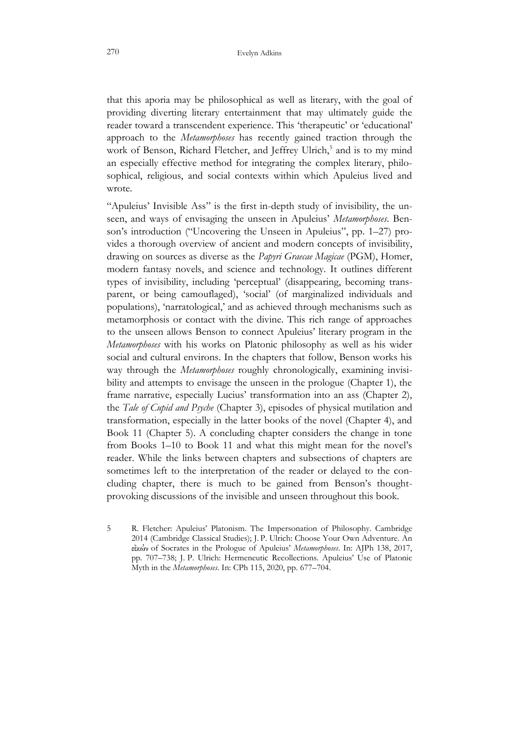that this aporia may be philosophical as well as literary, with the goal of providing diverting literary entertainment that may ultimately guide the reader toward a transcendent experience. This 'therapeutic' or 'educational' approach to the *Metamorphoses* has recently gained traction through the work of Benson, Richard Fletcher, and Jeffrey Ulrich,[5] and is to my mind an especially effective method for integrating the complex literary, philosophical, religious, and social contexts within which Apuleius lived and wrote.

"Apuleius' Invisible Ass" is the first in-depth study of invisibility, the unseen, and ways of envisaging the unseen in Apuleius' *Metamorphoses*. Benson's introduction ("Uncovering the Unseen in Apuleius", pp. 1–27) provides a thorough overview of ancient and modern concepts of invisibility, drawing on sources as diverse as the *Papyri Graecae Magicae* (PGM), Homer, modern fantasy novels, and science and technology. It outlines different types of invisibility, including 'perceptual' (disappearing, becoming transparent, or being camouflaged), 'social' (of marginalized individuals and populations), 'narratological,' and as achieved through mechanisms such as metamorphosis or contact with the divine. This rich range of approaches to the unseen allows Benson to connect Apuleius' literary program in the *Metamorphoses* with his works on Platonic philosophy as well as his wider social and cultural environs. In the chapters that follow, Benson works his way through the *Metamorphoses* roughly chronologically, examining invisibility and attempts to envisage the unseen in the prologue (Chapter 1), the frame narrative, especially Lucius' transformation into an ass (Chapter 2), the *Tale of Cupid and Psyche* (Chapter 3), episodes of physical mutilation and transformation, especially in the latter books of the novel (Chapter 4), and Book 11 (Chapter 5). A concluding chapter considers the change in tone from Books 1–10 to Book 11 and what this might mean for the novel's reader. While the links between chapters and subsections of chapters are sometimes left to the interpretation of the reader or delayed to the concluding chapter, there is much to be gained from Benson's thought-provoking discussions of the invisible and unseen throughout this book.

5 R. Fletcher: Apuleius' Platonism. The Impersonation of Philosophy. Cambridge 2014 (Cambridge Classical Studies); J. P. Ulrich: Choose Your Own Adventure. An εἰκών of Socrates in the Prologue of Apuleius' *Metamorphoses*. In: AJPh 138, 2017, pp. 707–738; J. P. Ulrich: Hermeneutic Recollections. Apuleius' Use of Platonic Myth in the *Metamorphoses*. In: CPh 115, 2020, pp. 677–704.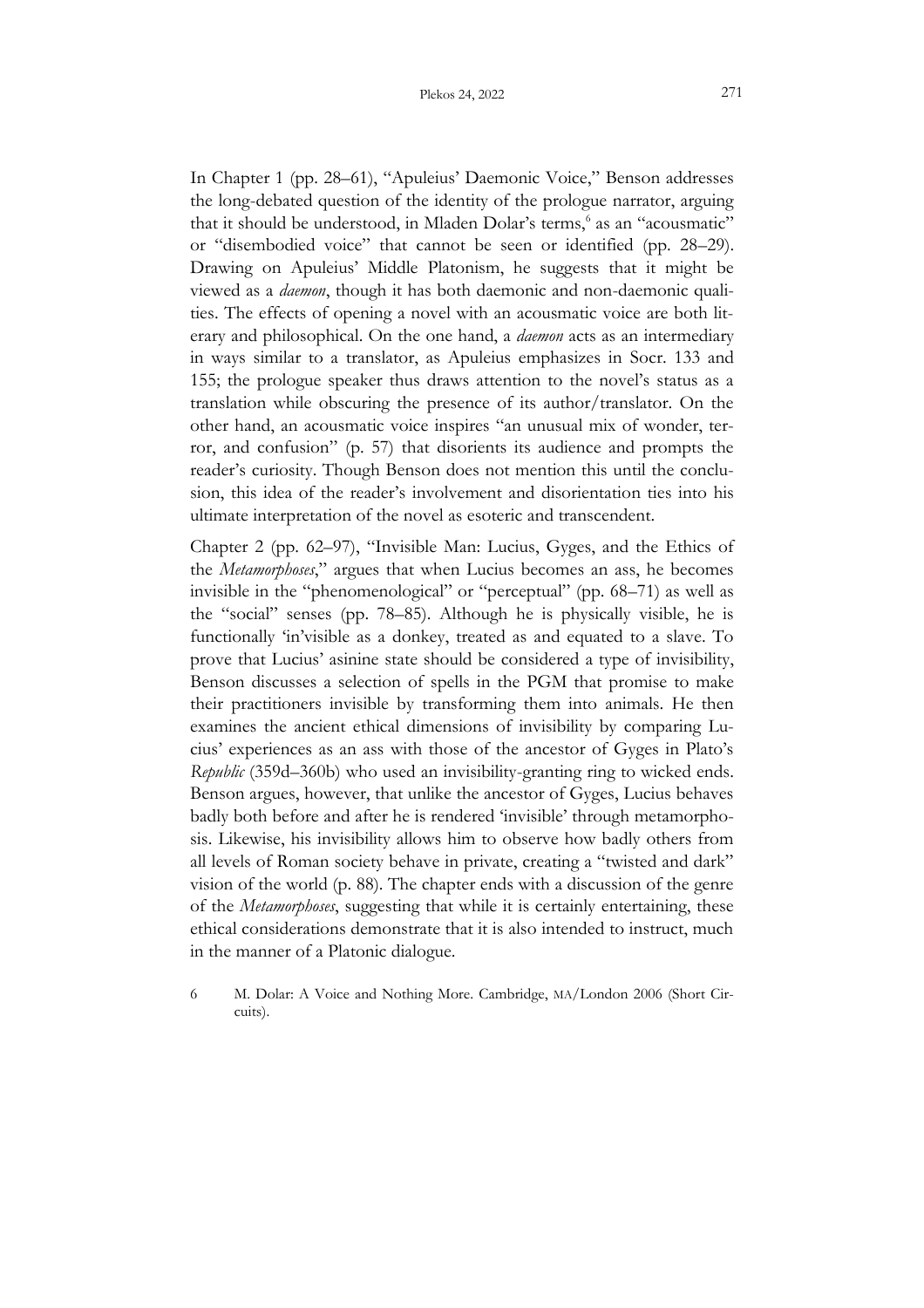In Chapter 1 (pp. 28–61), "Apuleius' Daemonic Voice," Benson addresses the long-debated question of the identity of the prologue narrator, arguing that it should be understood, in Mladen Dolar's terms,[6] as an "acousmatic" or "disembodied voice" that cannot be seen or identified (pp. 28–29). Drawing on Apuleius' Middle Platonism, he suggests that it might be viewed as a *daemon*, though it has both daemonic and non-daemonic qualities. The effects of opening a novel with an acousmatic voice are both literary and philosophical. On the one hand, a *daemon* acts as an intermediary in ways similar to a translator, as Apuleius emphasizes in Socr. 133 and 155; the prologue speaker thus draws attention to the novel's status as a translation while obscuring the presence of its author/translator. On the other hand, an acousmatic voice inspires "an unusual mix of wonder, terror, and confusion" (p. 57) that disorients its audience and prompts the reader's curiosity. Though Benson does not mention this until the conclusion, this idea of the reader's involvement and disorientation ties into his ultimate interpretation of the novel as esoteric and transcendent.

Chapter 2 (pp. 62–97), "Invisible Man: Lucius, Gyges, and the Ethics of the *Metamorphoses*," argues that when Lucius becomes an ass, he becomes invisible in the "phenomenological" or "perceptual" (pp. 68–71) as well as the "social" senses (pp. 78–85). Although he is physically visible, he is functionally 'in'visible as a donkey, treated as and equated to a slave. To prove that Lucius' asinine state should be considered a type of invisibility, Benson discusses a selection of spells in the PGM that promise to make their practitioners invisible by transforming them into animals. He then examines the ancient ethical dimensions of invisibility by comparing Lucius' experiences as an ass with those of the ancestor of Gyges in Plato's *Republic* (359d–360b) who used an invisibility-granting ring to wicked ends. Benson argues, however, that unlike the ancestor of Gyges, Lucius behaves badly both before and after he is rendered 'invisible' through metamorphosis. Likewise, his invisibility allows him to observe how badly others from all levels of Roman society behave in private, creating a "twisted and dark" vision of the world (p. 88). The chapter ends with a discussion of the genre of the *Metamorphoses*, suggesting that while it is certainly entertaining, these ethical considerations demonstrate that it is also intended to instruct, much in the manner of a Platonic dialogue.

6 M. Dolar: A Voice and Nothing More. Cambridge, MA/London 2006 (Short Circuits).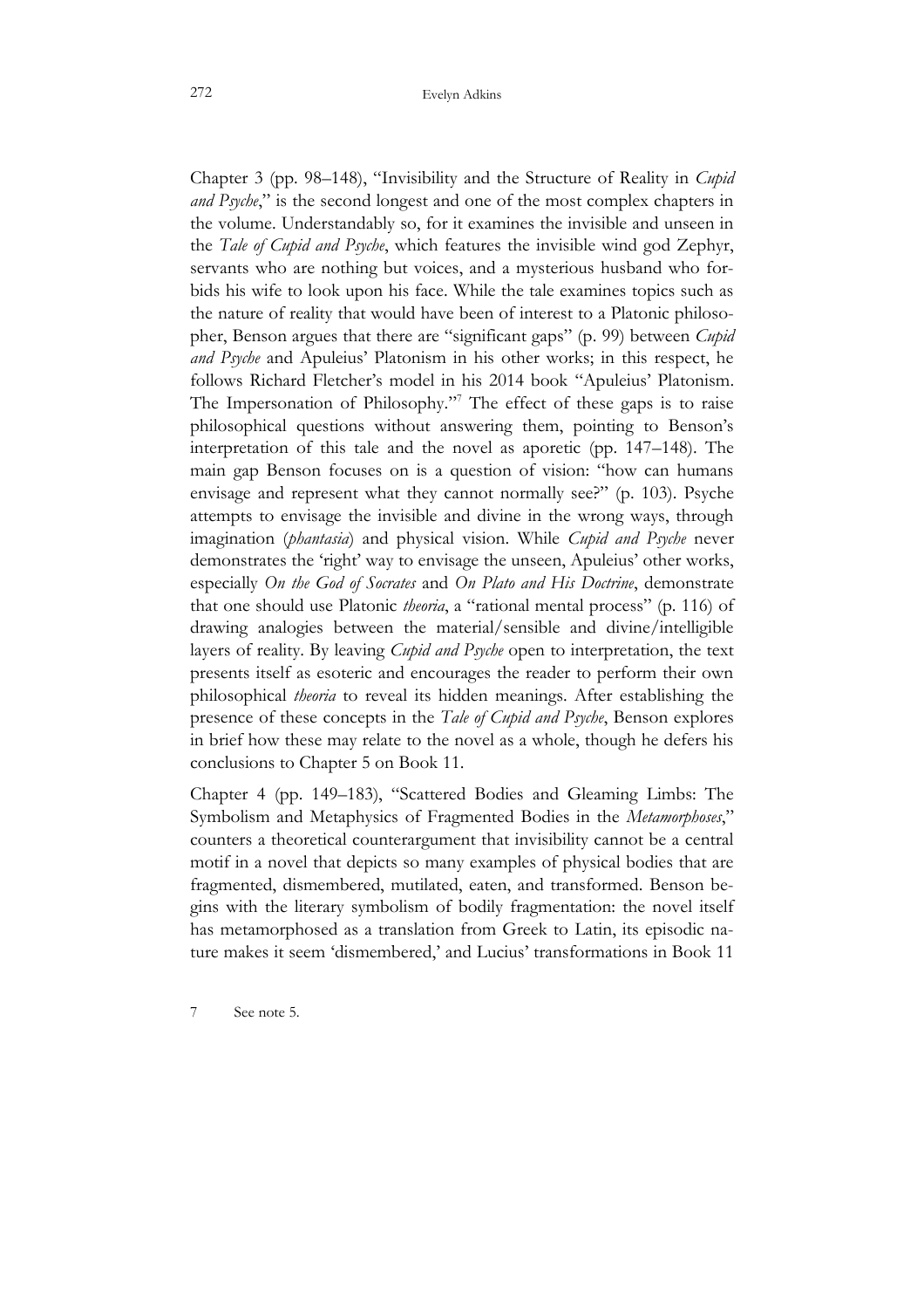Chapter 3 (pp. 98–148), "Invisibility and the Structure of Reality in *Cupid and Psyche*," is the second longest and one of the most complex chapters in the volume. Understandably so, for it examines the invisible and unseen in the *Tale of Cupid and Psyche*, which features the invisible wind god Zephyr, servants who are nothing but voices, and a mysterious husband who forbids his wife to look upon his face. While the tale examines topics such as the nature of reality that would have been of interest to a Platonic philosopher, Benson argues that there are "significant gaps" (p. 99) between *Cupid and Psyche* and Apuleius' Platonism in his other works; in this respect, he follows Richard Fletcher's model in his 2014 book "Apuleius' Platonism. The Impersonation of Philosophy."[7] The effect of these gaps is to raise philosophical questions without answering them, pointing to Benson's interpretation of this tale and the novel as aporetic (pp. 147–148). The main gap Benson focuses on is a question of vision: "how can humans envisage and represent what they cannot normally see?" (p. 103). Psyche attempts to envisage the invisible and divine in the wrong ways, through imagination (*phantasia*) and physical vision. While *Cupid and Psyche* never demonstrates the 'right' way to envisage the unseen, Apuleius' other works, especially *On the God of Socrates* and *On Plato and His Doctrine*, demonstrate that one should use Platonic *theoria*, a "rational mental process" (p. 116) of drawing analogies between the material/sensible and divine/intelligible layers of reality. By leaving *Cupid and Psyche* open to interpretation, the text presents itself as esoteric and encourages the reader to perform their own philosophical *theoria* to reveal its hidden meanings. After establishing the presence of these concepts in the *Tale of Cupid and Psyche*, Benson explores in brief how these may relate to the novel as a whole, though he defers his conclusions to Chapter 5 on Book 11.

Chapter 4 (pp. 149–183), "Scattered Bodies and Gleaming Limbs: The Symbolism and Metaphysics of Fragmented Bodies in the *Metamorphoses*," counters a theoretical counterargument that invisibility cannot be a central motif in a novel that depicts so many examples of physical bodies that are fragmented, dismembered, mutilated, eaten, and transformed. Benson begins with the literary symbolism of bodily fragmentation: the novel itself has metamorphosed as a translation from Greek to Latin, its episodic nature makes it seem 'dismembered,' and Lucius' transformations in Book 11

7 See note 5.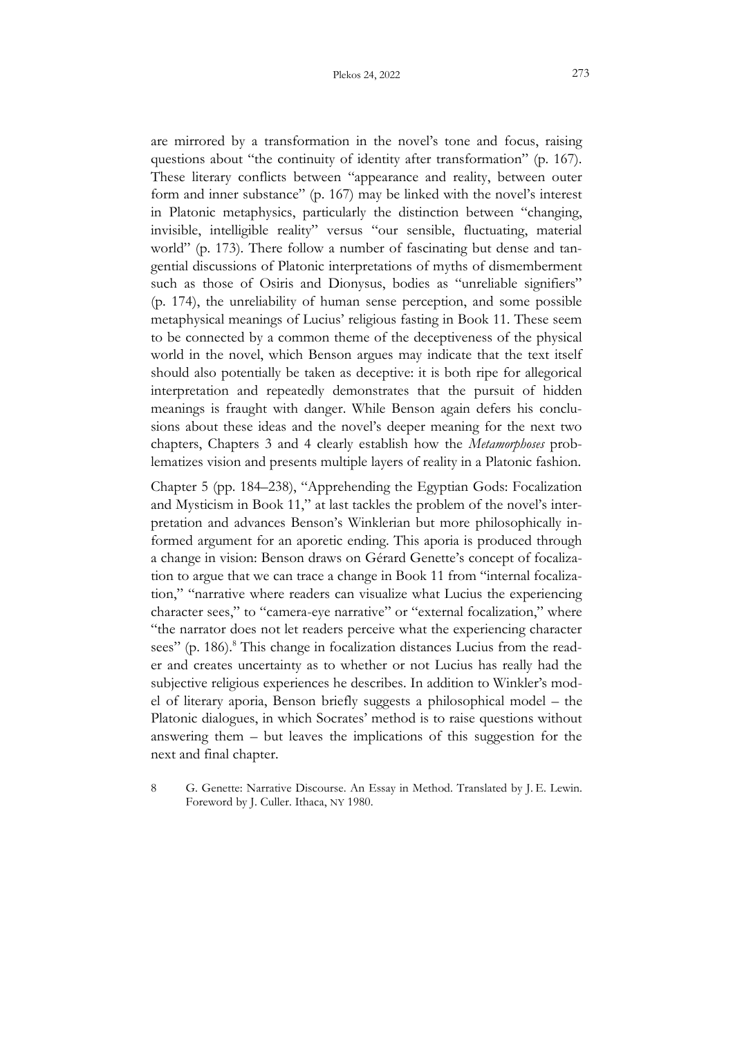are mirrored by a transformation in the novel's tone and focus, raising questions about "the continuity of identity after transformation" (p. 167). These literary conflicts between "appearance and reality, between outer form and inner substance" (p. 167) may be linked with the novel's interest in Platonic metaphysics, particularly the distinction between "changing, invisible, intelligible reality" versus "our sensible, fluctuating, material world" (p. 173). There follow a number of fascinating but dense and tangential discussions of Platonic interpretations of myths of dismemberment such as those of Osiris and Dionysus, bodies as "unreliable signifiers" (p. 174), the unreliability of human sense perception, and some possible metaphysical meanings of Lucius' religious fasting in Book 11. These seem to be connected by a common theme of the deceptiveness of the physical world in the novel, which Benson argues may indicate that the text itself should also potentially be taken as deceptive: it is both ripe for allegorical interpretation and repeatedly demonstrates that the pursuit of hidden meanings is fraught with danger. While Benson again defers his conclusions about these ideas and the novel's deeper meaning for the next two chapters, Chapters 3 and 4 clearly establish how the *Metamorphoses* problematizes vision and presents multiple layers of reality in a Platonic fashion.

Chapter 5 (pp. 184–238), "Apprehending the Egyptian Gods: Focalization and Mysticism in Book 11," at last tackles the problem of the novel's interpretation and advances Benson's Winklerian but more philosophically informed argument for an aporetic ending. This aporia is produced through a change in vision: Benson draws on Gérard Genette's concept of focalization to argue that we can trace a change in Book 11 from "internal focalization," "narrative where readers can visualize what Lucius the experiencing character sees," to "camera-eye narrative" or "external focalization," where "the narrator does not let readers perceive what the experiencing character sees" (p. 186).[8] This change in focalization distances Lucius from the reader and creates uncertainty as to whether or not Lucius has really had the subjective religious experiences he describes. In addition to Winkler's model of literary aporia, Benson briefly suggests a philosophical model – the Platonic dialogues, in which Socrates' method is to raise questions without answering them – but leaves the implications of this suggestion for the next and final chapter.

8 G. Genette: Narrative Discourse. An Essay in Method. Translated by J. E. Lewin. Foreword by J. Culler. Ithaca, NY 1980.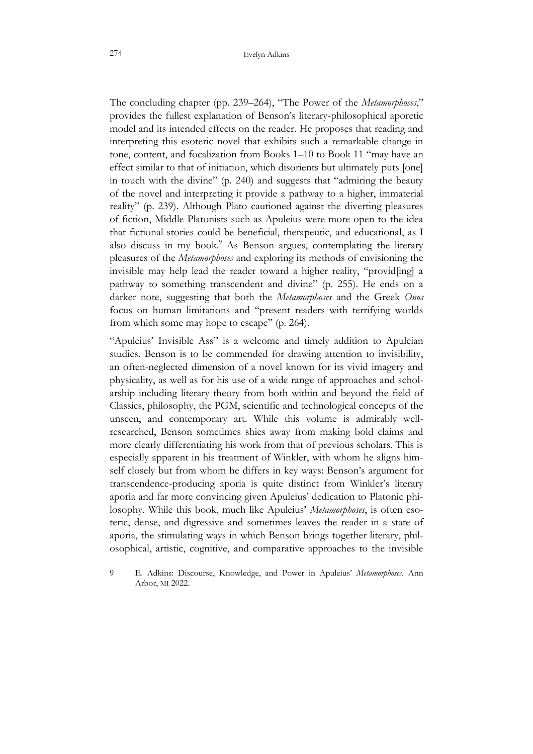The concluding chapter (pp. 239–264), "The Power of the *Metamorphoses*," provides the fullest explanation of Benson's literary-philosophical aporetic model and its intended effects on the reader. He proposes that reading and interpreting this esoteric novel that exhibits such a remarkable change in tone, content, and focalization from Books 1–10 to Book 11 "may have an effect similar to that of initiation, which disorients but ultimately puts [one] in touch with the divine" (p. 240) and suggests that "admiring the beauty of the novel and interpreting it provide a pathway to a higher, immaterial reality" (p. 239). Although Plato cautioned against the diverting pleasures of fiction, Middle Platonists such as Apuleius were more open to the idea that fictional stories could be beneficial, therapeutic, and educational, as I also discuss in my book.[9] As Benson argues, contemplating the literary pleasures of the *Metamorphoses* and exploring its methods of envisioning the invisible may help lead the reader toward a higher reality, "provid[ing] a pathway to something transcendent and divine" (p. 255). He ends on a darker note, suggesting that both the *Metamorphoses* and the Greek *Onos* focus on human limitations and "present readers with terrifying worlds from which some may hope to escape" (p. 264).

"Apuleius' Invisible Ass" is a welcome and timely addition to Apuleian studies. Benson is to be commended for drawing attention to invisibility, an often-neglected dimension of a novel known for its vivid imagery and physicality, as well as for his use of a wide range of approaches and scholarship including literary theory from both within and beyond the field of Classics, philosophy, the PGM, scientific and technological concepts of the unseen, and contemporary art. While this volume is admirably well-researched, Benson sometimes shies away from making bold claims and more clearly differentiating his work from that of previous scholars. This is especially apparent in his treatment of Winkler, with whom he aligns himself closely but from whom he differs in key ways: Benson's argument for transcendence-producing aporia is quite distinct from Winkler's literary aporia and far more convincing given Apuleius' dedication to Platonic philosophy. While this book, much like Apuleius' *Metamorphoses*, is often esoteric, dense, and digressive and sometimes leaves the reader in a state of aporia, the stimulating ways in which Benson brings together literary, philosophical, artistic, cognitive, and comparative approaches to the invisible

9 E. Adkins: Discourse, Knowledge, and Power in Apuleius' *Metamorphoses*. Ann Arbor, MI 2022.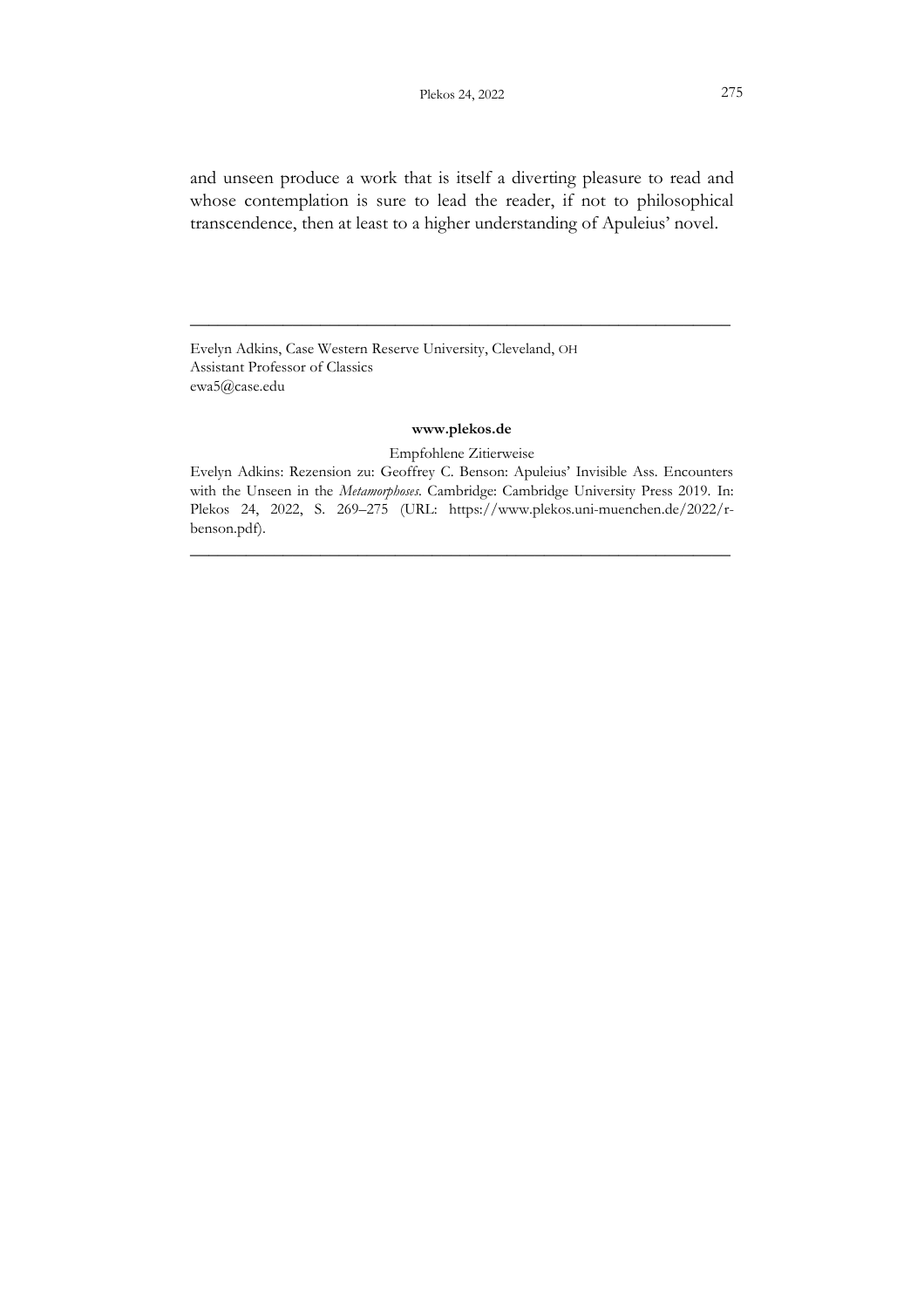and unseen produce a work that is itself a diverting pleasure to read and whose contemplation is sure to lead the reader, if not to philosophical transcendence, then at least to a higher understanding of Apuleius' novel.

---

Evelyn Adkins, Case Western Reserve University, Cleveland, OH
Assistant Professor of Classics
ewa5@case.edu

**www.plekos.de**

Empfohlene Zitierweise

Evelyn Adkins: Rezension zu: Geoffrey C. Benson: Apuleius' Invisible Ass. Encounters with the Unseen in the *Metamorphoses*. Cambridge: Cambridge University Press 2019. In: Plekos 24, 2022, S. 269–275 (URL: https://www.plekos.uni-muenchen.de/2022/r-benson.pdf).

---